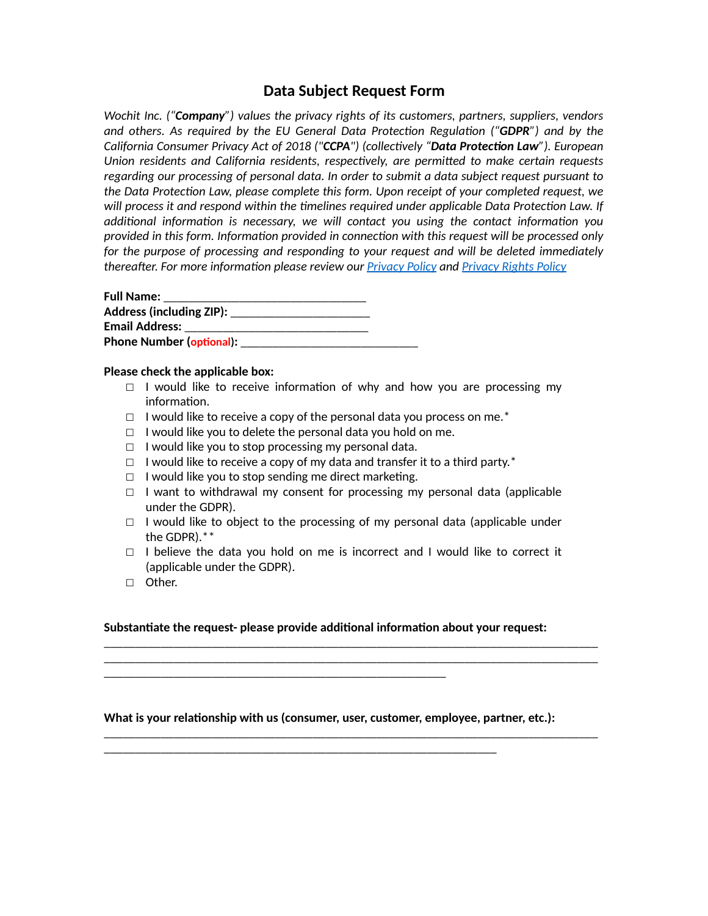# Data Subject Request Form

*Wochit Inc. ("**Company**") values the privacy rights of its customers, partners, suppliers, vendors and others. As required by the EU General Data Protection Regulation ("**GDPR**") and by the California Consumer Privacy Act of 2018 ("**CCPA**") (collectively "**Data Protection Law**"). European Union residents and California residents, respectively, are permitted to make certain requests regarding our processing of personal data. In order to submit a data subject request pursuant to the Data Protection Law, please complete this form. Upon receipt of your completed request, we will process it and respond within the timelines required under applicable Data Protection Law. If additional information is necessary, we will contact you using the contact information you provided in this form. Information provided in connection with this request will be processed only for the purpose of processing and responding to your request and will be deleted immediately thereafter. For more information please review our [Privacy Policy]() and [Privacy Rights Policy]()*

**Full Name:** ________________________________

**Address (including ZIP):** ______________________

**Email Address:** ___________________________

**Phone Number (optional):** ____________________________

**Please check the applicable box:**

- ☐ I would like to receive information of why and how you are processing my information.
- ☐ I would like to receive a copy of the personal data you process on me.*
- ☐ I would like you to delete the personal data you hold on me.
- ☐ I would like you to stop processing my personal data.
- ☐ I would like to receive a copy of my data and transfer it to a third party.*
- ☐ I would like you to stop sending me direct marketing.
- ☐ I want to withdrawal my consent for processing my personal data (applicable under the GDPR).
- ☐ I would like to object to the processing of my personal data (applicable under the GDPR).**
- ☐ I believe the data you hold on me is incorrect and I would like to correct it (applicable under the GDPR).
- ☐ Other.

**Substantiate the request- please provide additional information about your request:**

______________________________________________________________________________
______________________________________________________________________________
_______________________________________________________

**What is your relationship with us (consumer, user, customer, employee, partner, etc.):**

______________________________________________________________________________
_______________________________________________________________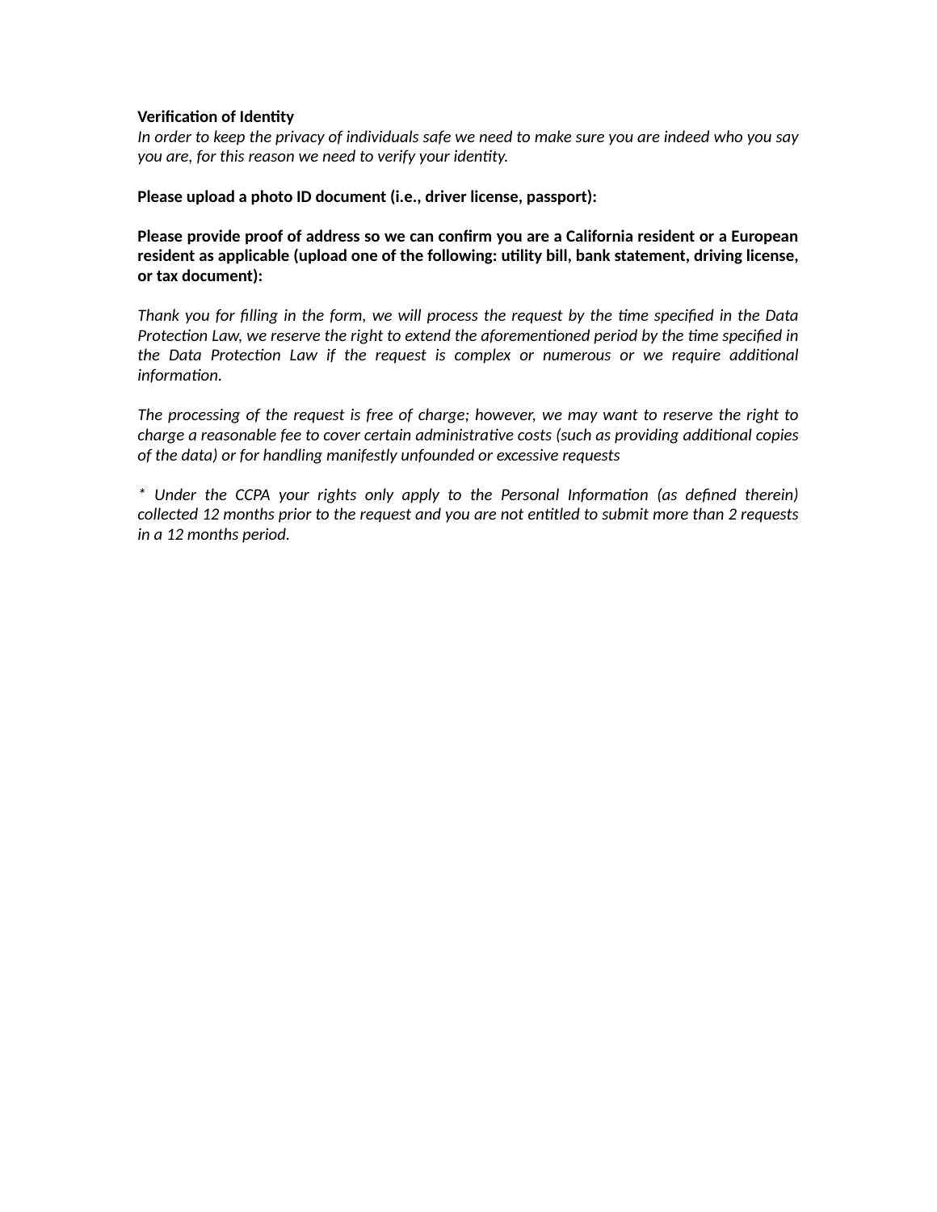**Verification of Identity**

*In order to keep the privacy of individuals safe we need to make sure you are indeed who you say you are, for this reason we need to verify your identity.*

**Please upload a photo ID document (i.e., driver license, passport):**

**Please provide proof of address so we can confirm you are a California resident or a European resident as applicable (upload one of the following: utility bill, bank statement, driving license, or tax document):**

*Thank you for filling in the form, we will process the request by the time specified in the Data Protection Law, we reserve the right to extend the aforementioned period by the time specified in the Data Protection Law if the request is complex or numerous or we require additional information.*

*The processing of the request is free of charge; however, we may want to reserve the right to charge a reasonable fee to cover certain administrative costs (such as providing additional copies of the data) or for handling manifestly unfounded or excessive requests*

*\* Under the CCPA your rights only apply to the Personal Information (as defined therein) collected 12 months prior to the request and you are not entitled to submit more than 2 requests in a 12 months period.*